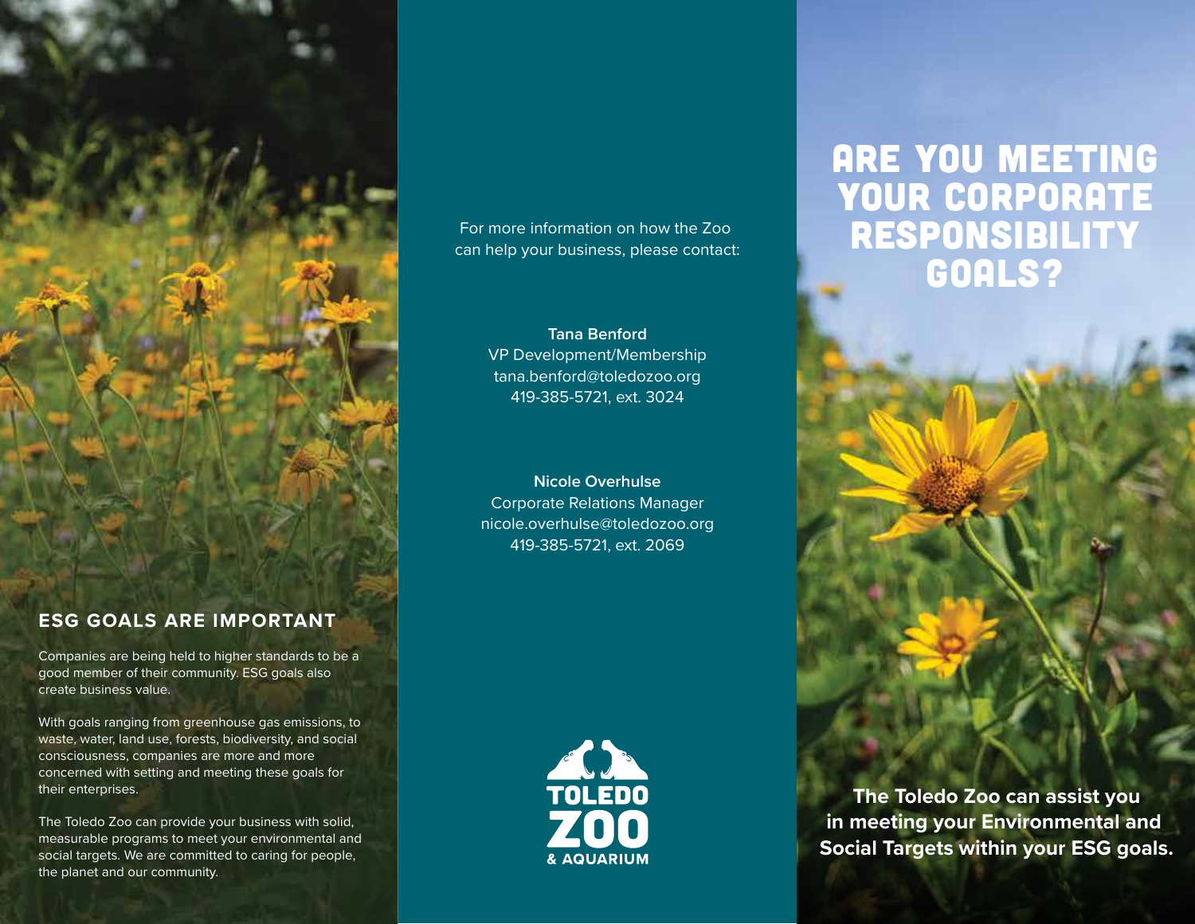# ARE YOU MEETING YOUR CORPORATE RESPONSIBILITY GOALS?

**The Toledo Zoo can assist you in meeting your Environmental and Social Targets within your ESG goals.**

## ESG GOALS ARE IMPORTANT

Companies are being held to higher standards to be a good member of their community. ESG goals also create business value.

With goals ranging from greenhouse gas emissions, to waste, water, land use, forests, biodiversity, and social consciousness, companies are more and more concerned with setting and meeting these goals for their enterprises.

The Toledo Zoo can provide your business with solid, measurable programs to meet your environmental and social targets. We are committed to caring for people, the planet and our community.

For more information on how the Zoo can help your business, please contact:

**Tana Benford**
VP Development/Membership
tana.benford@toledozoo.org
419-385-5721, ext. 3024

**Nicole Overhulse**
Corporate Relations Manager
nicole.overhulse@toledozoo.org
419-385-5721, ext. 2069

TOLEDO ZOO & AQUARIUM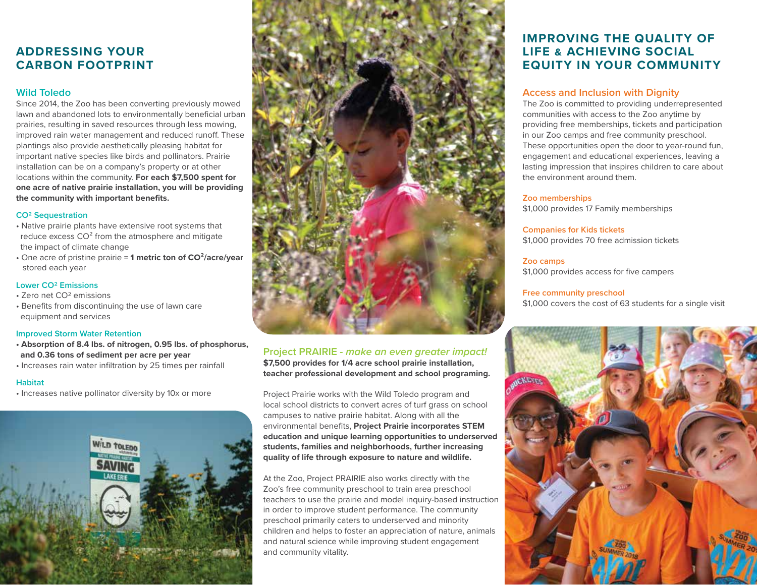## ADDRESSING YOUR CARBON FOOTPRINT

### Wild Toledo

Since 2014, the Zoo has been converting previously mowed lawn and abandoned lots to environmentally beneficial urban prairies, resulting in saved resources through less mowing, improved rain water management and reduced runoff. These plantings also provide aesthetically pleasing habitat for important native species like birds and pollinators. Prairie installation can be on a company's property or at other locations within the community. **For each $7,500 spent for one acre of native prairie installation, you will be providing the community with important benefits.**

#### $CO^2$ Sequestration

- Native prairie plants have extensive root systems that reduce excess $CO^2$ from the atmosphere and mitigate the impact of climate change
- One acre of pristine prairie = **1 metric ton of $CO^2$/acre/year** stored each year

#### Lower $CO^2$ Emissions

- Zero net $CO^2$ emissions
- Benefits from discontinuing the use of lawn care equipment and services

#### Improved Storm Water Retention

- **Absorption of 8.4 lbs. of nitrogen, 0.95 lbs. of phosphorus, and 0.36 tons of sediment per acre per year**
- Increases rain water infiltration by 25 times per rainfall

#### Habitat

- Increases native pollinator diversity by 10x or more

### Project PRAIRIE - *make an even greater impact!*

**$7,500 provides for 1/4 acre school prairie installation, teacher professional development and school programing.**

Project Prairie works with the Wild Toledo program and local school districts to convert acres of turf grass on school campuses to native prairie habitat. Along with all the environmental benefits, **Project Prairie incorporates STEM education and unique learning opportunities to underserved students, families and neighborhoods, further increasing quality of life through exposure to nature and wildlife.**

At the Zoo, Project PRAIRIE also works directly with the Zoo's free community preschool to train area preschool teachers to use the prairie and model inquiry-based instruction in order to improve student performance. The community preschool primarily caters to underserved and minority children and helps to foster an appreciation of nature, animals and natural science while improving student engagement and community vitality.

## IMPROVING THE QUALITY OF LIFE & ACHIEVING SOCIAL EQUITY IN YOUR COMMUNITY

### Access and Inclusion with Dignity

The Zoo is committed to providing underrepresented communities with access to the Zoo anytime by providing free memberships, tickets and participation in our Zoo camps and free community preschool. These opportunities open the door to year-round fun, engagement and educational experiences, leaving a lasting impression that inspires children to care about the environment around them.

#### Zoo memberships

$1,000 provides 17 Family memberships

#### Companies for Kids tickets

$1,000 provides 70 free admission tickets

#### Zoo camps

$1,000 provides access for five campers

#### Free community preschool

$1,000 covers the cost of 63 students for a single visit